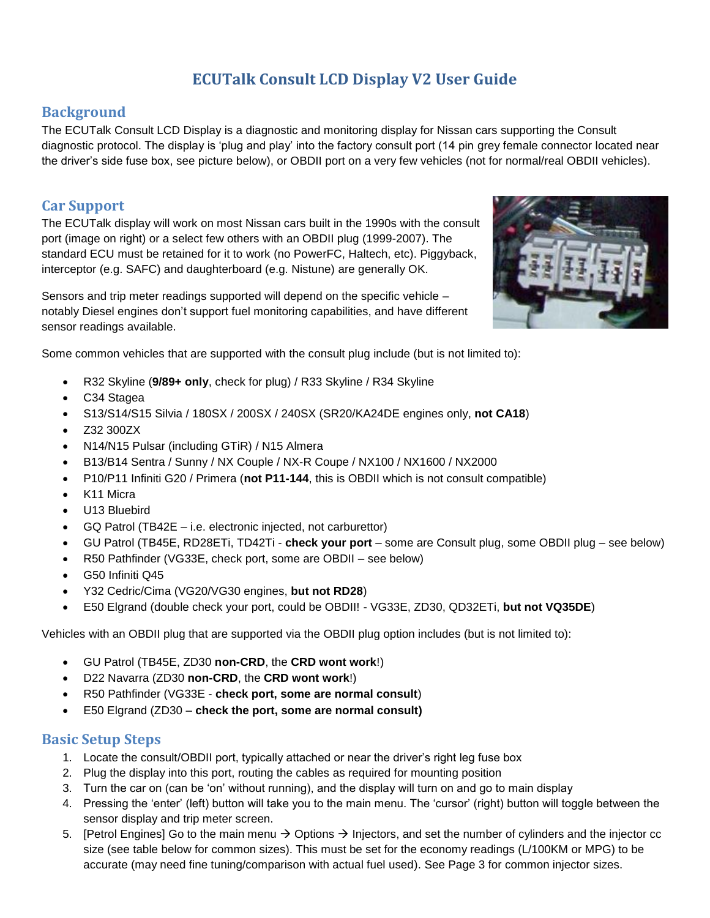# ECUTalk Consult LCD Display V2 User Guide

## Background

The ECUTalk Consult LCD Display is a diagnostic and monitoring display for Nissan cars supporting the Consult diagnostic protocol. The display is 'plug and play' into the factory consult port (14 pin grey female connector located near the driver's side fuse box, see picture below), or OBDII port on a very few vehicles (not for normal/real OBDII vehicles).

## Car Support

The ECUTalk display will work on most Nissan cars built in the 1990s with the consult port (image on right) or a select few others with an OBDII plug (1999-2007). The standard ECU must be retained for it to work (no PowerFC, Haltech, etc). Piggyback, interceptor (e.g. SAFC) and daughterboard (e.g. Nistune) are generally OK.

Sensors and trip meter readings supported will depend on the specific vehicle – notably Diesel engines don't support fuel monitoring capabilities, and have different sensor readings available.

Some common vehicles that are supported with the consult plug include (but is not limited to):

- R32 Skyline (**9/89+ only**, check for plug) / R33 Skyline / R34 Skyline
- C34 Stagea
- S13/S14/S15 Silvia / 180SX / 200SX / 240SX (SR20/KA24DE engines only, **not CA18**)
- Z32 300ZX
- N14/N15 Pulsar (including GTiR) / N15 Almera
- B13/B14 Sentra / Sunny / NX Couple / NX-R Coupe / NX100 / NX1600 / NX2000
- P10/P11 Infiniti G20 / Primera (**not P11-144**, this is OBDII which is not consult compatible)
- K11 Micra
- U13 Bluebird
- GQ Patrol (TB42E – i.e. electronic injected, not carburettor)
- GU Patrol (TB45E, RD28ETi, TD42Ti - **check your port** – some are Consult plug, some OBDII plug – see below)
- R50 Pathfinder (VG33E, check port, some are OBDII – see below)
- G50 Infiniti Q45
- Y32 Cedric/Cima (VG20/VG30 engines, **but not RD28**)
- E50 Elgrand (double check your port, could be OBDII! - VG33E, ZD30, QD32ETi, **but not VQ35DE**)

Vehicles with an OBDII plug that are supported via the OBDII plug option includes (but is not limited to):

- GU Patrol (TB45E, ZD30 **non-CRD**, the **CRD wont work**!)
- D22 Navarra (ZD30 **non-CRD**, the **CRD wont work**!)
- R50 Pathfinder (VG33E - **check port, some are normal consult**)
- E50 Elgrand (ZD30 – **check the port, some are normal consult)**

## Basic Setup Steps

1. Locate the consult/OBDII port, typically attached or near the driver's right leg fuse box
2. Plug the display into this port, routing the cables as required for mounting position
3. Turn the car on (can be 'on' without running), and the display will turn on and go to main display
4. Pressing the 'enter' (left) button will take you to the main menu. The 'cursor' (right) button will toggle between the sensor display and trip meter screen.
5. [Petrol Engines] Go to the main menu → Options → Injectors, and set the number of cylinders and the injector cc size (see table below for common sizes). This must be set for the economy readings (L/100KM or MPG) to be accurate (may need fine tuning/comparison with actual fuel used). See Page 3 for common injector sizes.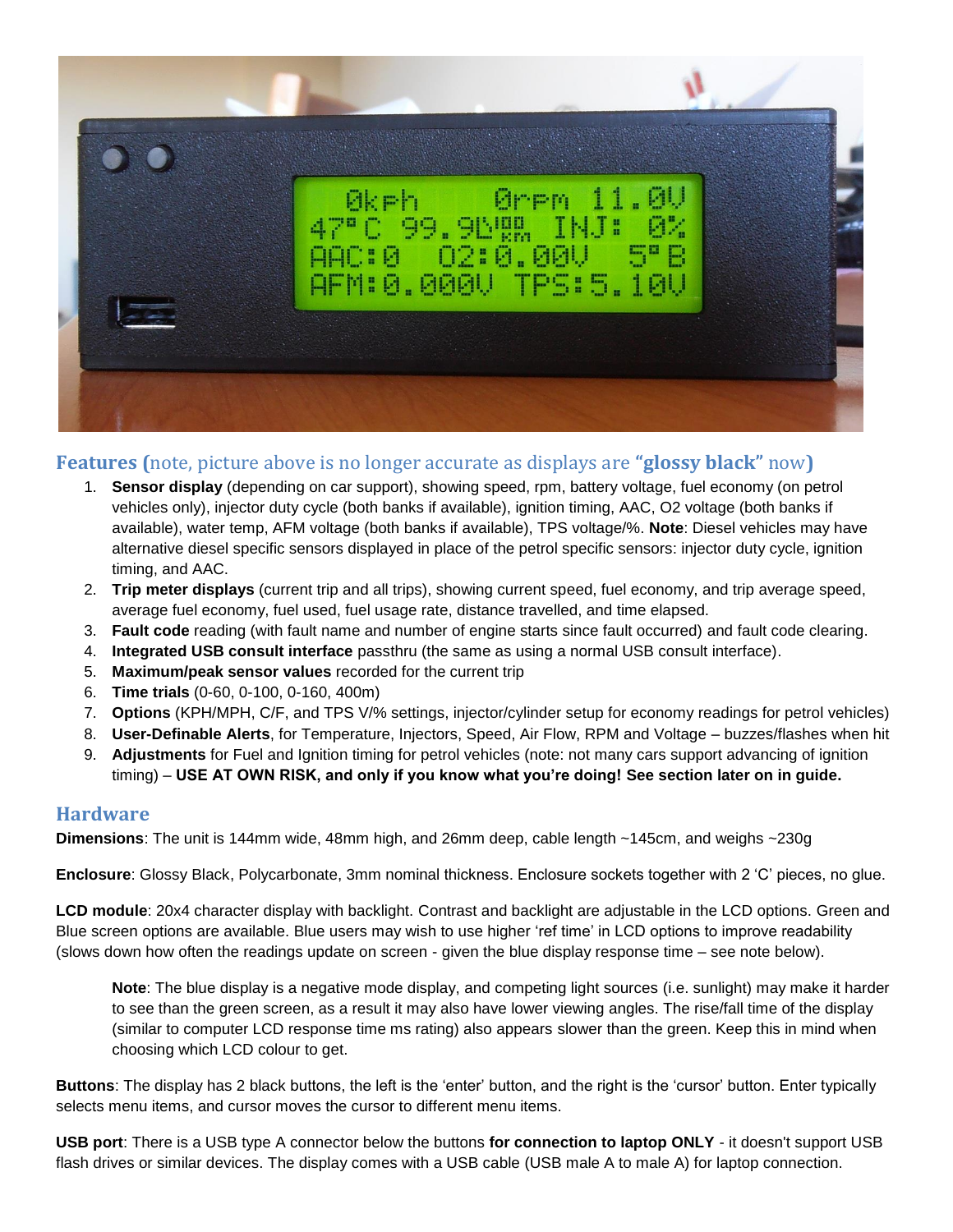## Features (note, picture above is no longer accurate as displays are **"glossy black"** now)

1. **Sensor display** (depending on car support), showing speed, rpm, battery voltage, fuel economy (on petrol vehicles only), injector duty cycle (both banks if available), ignition timing, AAC, O2 voltage (both banks if available), water temp, AFM voltage (both banks if available), TPS voltage/%. **Note**: Diesel vehicles may have alternative diesel specific sensors displayed in place of the petrol specific sensors: injector duty cycle, ignition timing, and AAC.
2. **Trip meter displays** (current trip and all trips), showing current speed, fuel economy, and trip average speed, average fuel economy, fuel used, fuel usage rate, distance travelled, and time elapsed.
3. **Fault code** reading (with fault name and number of engine starts since fault occurred) and fault code clearing.
4. **Integrated USB consult interface** passthru (the same as using a normal USB consult interface).
5. **Maximum/peak sensor values** recorded for the current trip
6. **Time trials** (0-60, 0-100, 0-160, 400m)
7. **Options** (KPH/MPH, C/F, and TPS V/% settings, injector/cylinder setup for economy readings for petrol vehicles)
8. **User-Definable Alerts**, for Temperature, Injectors, Speed, Air Flow, RPM and Voltage – buzzes/flashes when hit
9. **Adjustments** for Fuel and Ignition timing for petrol vehicles (note: not many cars support advancing of ignition timing) – **USE AT OWN RISK, and only if you know what you're doing! See section later on in guide.**

## Hardware

**Dimensions**: The unit is 144mm wide, 48mm high, and 26mm deep, cable length ~145cm, and weighs ~230g

**Enclosure**: Glossy Black, Polycarbonate, 3mm nominal thickness. Enclosure sockets together with 2 'C' pieces, no glue.

**LCD module**: 20x4 character display with backlight. Contrast and backlight are adjustable in the LCD options. Green and Blue screen options are available. Blue users may wish to use higher 'ref time' in LCD options to improve readability (slows down how often the readings update on screen - given the blue display response time – see note below).

> **Note**: The blue display is a negative mode display, and competing light sources (i.e. sunlight) may make it harder to see than the green screen, as a result it may also have lower viewing angles. The rise/fall time of the display (similar to computer LCD response time ms rating) also appears slower than the green. Keep this in mind when choosing which LCD colour to get.

**Buttons**: The display has 2 black buttons, the left is the 'enter' button, and the right is the 'cursor' button. Enter typically selects menu items, and cursor moves the cursor to different menu items.

**USB port**: There is a USB type A connector below the buttons **for connection to laptop ONLY** - it doesn't support USB flash drives or similar devices. The display comes with a USB cable (USB male A to male A) for laptop connection.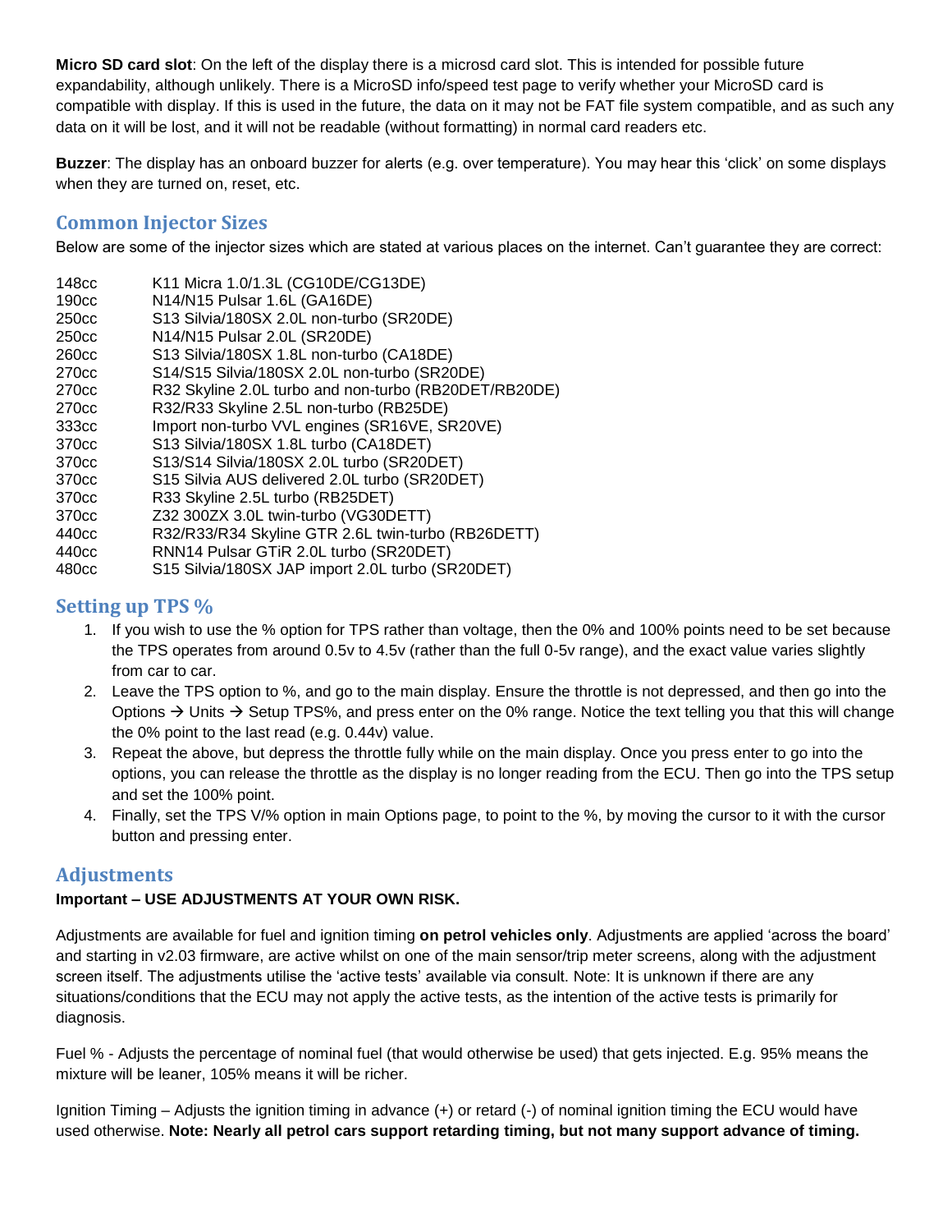**Micro SD card slot**: On the left of the display there is a microsd card slot. This is intended for possible future expandability, although unlikely. There is a MicroSD info/speed test page to verify whether your MicroSD card is compatible with display. If this is used in the future, the data on it may not be FAT file system compatible, and as such any data on it will be lost, and it will not be readable (without formatting) in normal card readers etc.

**Buzzer**: The display has an onboard buzzer for alerts (e.g. over temperature). You may hear this 'click' on some displays when they are turned on, reset, etc.

## Common Injector Sizes

Below are some of the injector sizes which are stated at various places on the internet. Can't guarantee they are correct:

| | |
|---|---|
| 148cc | K11 Micra 1.0/1.3L (CG10DE/CG13DE) |
| 190cc | N14/N15 Pulsar 1.6L (GA16DE) |
| 250cc | S13 Silvia/180SX 2.0L non-turbo (SR20DE) |
| 250cc | N14/N15 Pulsar 2.0L (SR20DE) |
| 260cc | S13 Silvia/180SX 1.8L non-turbo (CA18DE) |
| 270cc | S14/S15 Silvia/180SX 2.0L non-turbo (SR20DE) |
| 270cc | R32 Skyline 2.0L turbo and non-turbo (RB20DET/RB20DE) |
| 270cc | R32/R33 Skyline 2.5L non-turbo (RB25DE) |
| 333cc | Import non-turbo VVL engines (SR16VE, SR20VE) |
| 370cc | S13 Silvia/180SX 1.8L turbo (CA18DET) |
| 370cc | S13/S14 Silvia/180SX 2.0L turbo (SR20DET) |
| 370cc | S15 Silvia AUS delivered 2.0L turbo (SR20DET) |
| 370cc | R33 Skyline 2.5L turbo (RB25DET) |
| 370cc | Z32 300ZX 3.0L twin-turbo (VG30DETT) |
| 440cc | R32/R33/R34 Skyline GTR 2.6L twin-turbo (RB26DETT) |
| 440cc | RNN14 Pulsar GTiR 2.0L turbo (SR20DET) |
| 480cc | S15 Silvia/180SX JAP import 2.0L turbo (SR20DET) |

## Setting up TPS %

1. If you wish to use the % option for TPS rather than voltage, then the 0% and 100% points need to be set because the TPS operates from around 0.5v to 4.5v (rather than the full 0-5v range), and the exact value varies slightly from car to car.
2. Leave the TPS option to %, and go to the main display. Ensure the throttle is not depressed, and then go into the Options → Units → Setup TPS%, and press enter on the 0% range. Notice the text telling you that this will change the 0% point to the last read (e.g. 0.44v) value.
3. Repeat the above, but depress the throttle fully while on the main display. Once you press enter to go into the options, you can release the throttle as the display is no longer reading from the ECU. Then go into the TPS setup and set the 100% point.
4. Finally, set the TPS V/% option in main Options page, to point to the %, by moving the cursor to it with the cursor button and pressing enter.

## Adjustments

**Important – USE ADJUSTMENTS AT YOUR OWN RISK.**

Adjustments are available for fuel and ignition timing **on petrol vehicles only**. Adjustments are applied 'across the board' and starting in v2.03 firmware, are active whilst on one of the main sensor/trip meter screens, along with the adjustment screen itself. The adjustments utilise the 'active tests' available via consult. Note: It is unknown if there are any situations/conditions that the ECU may not apply the active tests, as the intention of the active tests is primarily for diagnosis.

Fuel % - Adjusts the percentage of nominal fuel (that would otherwise be used) that gets injected. E.g. 95% means the mixture will be leaner, 105% means it will be richer.

Ignition Timing – Adjusts the ignition timing in advance (+) or retard (-) of nominal ignition timing the ECU would have used otherwise. **Note: Nearly all petrol cars support retarding timing, but not many support advance of timing.**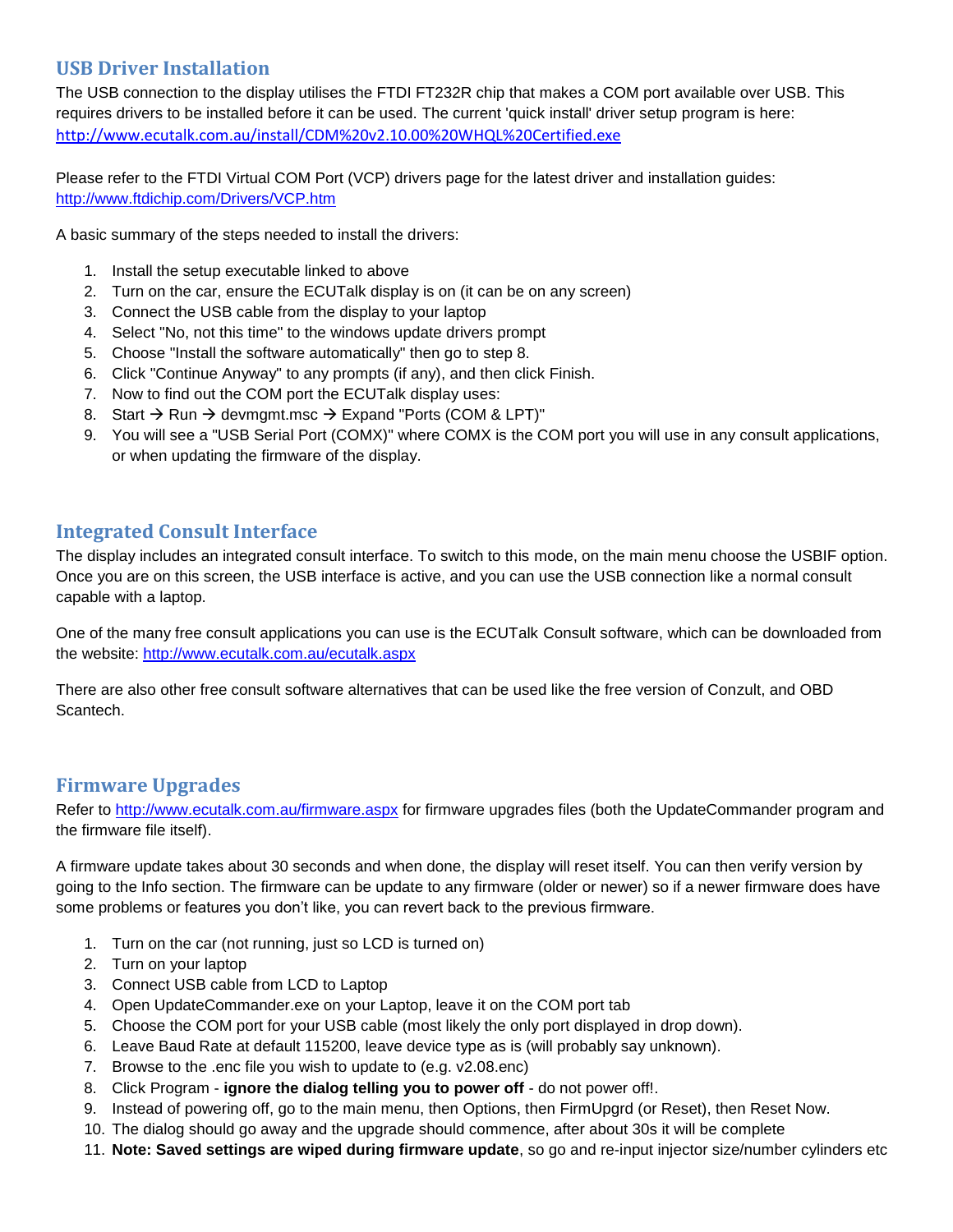## USB Driver Installation

The USB connection to the display utilises the FTDI FT232R chip that makes a COM port available over USB. This requires drivers to be installed before it can be used. The current 'quick install' driver setup program is here: http://www.ecutalk.com.au/install/CDM%20v2.10.00%20WHQL%20Certified.exe

Please refer to the FTDI Virtual COM Port (VCP) drivers page for the latest driver and installation guides: http://www.ftdichip.com/Drivers/VCP.htm

A basic summary of the steps needed to install the drivers:

1. Install the setup executable linked to above
2. Turn on the car, ensure the ECUTalk display is on (it can be on any screen)
3. Connect the USB cable from the display to your laptop
4. Select "No, not this time" to the windows update drivers prompt
5. Choose "Install the software automatically" then go to step 8.
6. Click "Continue Anyway" to any prompts (if any), and then click Finish.
7. Now to find out the COM port the ECUTalk display uses:
8. Start → Run → devmgmt.msc → Expand "Ports (COM & LPT)"
9. You will see a "USB Serial Port (COMX)" where COMX is the COM port you will use in any consult applications, or when updating the firmware of the display.

## Integrated Consult Interface

The display includes an integrated consult interface. To switch to this mode, on the main menu choose the USBIF option. Once you are on this screen, the USB interface is active, and you can use the USB connection like a normal consult capable with a laptop.

One of the many free consult applications you can use is the ECUTalk Consult software, which can be downloaded from the website: http://www.ecutalk.com.au/ecutalk.aspx

There are also other free consult software alternatives that can be used like the free version of Conzult, and OBD Scantech.

## Firmware Upgrades

Refer to http://www.ecutalk.com.au/firmware.aspx for firmware upgrades files (both the UpdateCommander program and the firmware file itself).

A firmware update takes about 30 seconds and when done, the display will reset itself. You can then verify version by going to the Info section. The firmware can be update to any firmware (older or newer) so if a newer firmware does have some problems or features you don't like, you can revert back to the previous firmware.

1. Turn on the car (not running, just so LCD is turned on)
2. Turn on your laptop
3. Connect USB cable from LCD to Laptop
4. Open UpdateCommander.exe on your Laptop, leave it on the COM port tab
5. Choose the COM port for your USB cable (most likely the only port displayed in drop down).
6. Leave Baud Rate at default 115200, leave device type as is (will probably say unknown).
7. Browse to the .enc file you wish to update to (e.g. v2.08.enc)
8. Click Program - **ignore the dialog telling you to power off** - do not power off!.
9. Instead of powering off, go to the main menu, then Options, then FirmUpgrd (or Reset), then Reset Now.
10. The dialog should go away and the upgrade should commence, after about 30s it will be complete
11. **Note: Saved settings are wiped during firmware update**, so go and re-input injector size/number cylinders etc